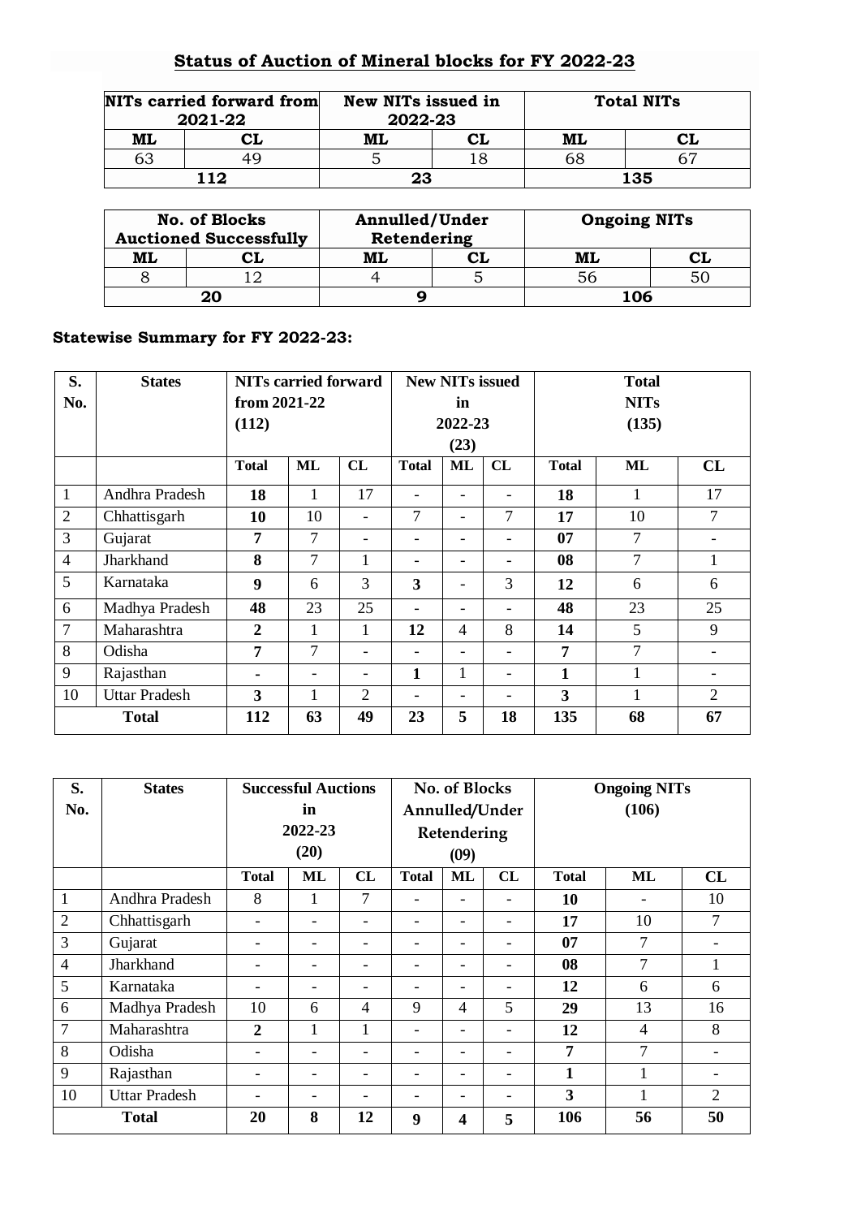## Status of Auction of Mineral blocks for FY 2022-23

| NITs carried forward from 2021-22 | | New NITs issued in 2022-23 | | Total NITs | |
|---|---|---|---|---|---|
| ML | CL | ML | CL | ML | CL |
| 63 | 49 | 5 | 18 | 68 | 67 |
| 112 | | 23 | | 135 | |

| No. of Blocks Auctioned Successfully | | Annulled/Under Retendering | | Ongoing NITs | |
|---|---|---|---|---|---|
| ML | CL | ML | CL | ML | CL |
| 8 | 12 | 4 | 5 | 56 | 50 |
| 20 | | 9 | | 106 | |

### Statewise Summary for FY 2022-23:

| S. No. | States | NITs carried forward from 2021-22 (112) | | | New NITs issued in 2022-23 (23) | | | Total NITs (135) | | |
|---|---|---|---|---|---|---|---|---|---|---|
| | | Total | ML | CL | Total | ML | CL | Total | ML | CL |
| 1 | Andhra Pradesh | **18** | 1 | 17 | - | - | - | **18** | 1 | 17 |
| 2 | Chhattisgarh | **10** | 10 | - | 7 | - | 7 | **17** | 10 | 7 |
| 3 | Gujarat | **7** | 7 | - | - | - | - | **07** | 7 | - |
| 4 | Jharkhand | **8** | 7 | 1 | - | - | - | **08** | 7 | 1 |
| 5 | Karnataka | **9** | 6 | 3 | **3** | - | 3 | **12** | 6 | 6 |
| 6 | Madhya Pradesh | **48** | 23 | 25 | - | - | - | **48** | 23 | 25 |
| 7 | Maharashtra | **2** | 1 | 1 | **12** | 4 | 8 | **14** | 5 | 9 |
| 8 | Odisha | **7** | 7 | - | - | - | - | **7** | 7 | - |
| 9 | Rajasthan | **-** | - | - | **1** | 1 | - | **1** | 1 | - |
| 10 | Uttar Pradesh | **3** | 1 | 2 | - | - | - | **3** | 1 | 2 |
| **Total** | | **112** | **63** | **49** | **23** | **5** | **18** | **135** | **68** | **67** |

| S. No. | States | Successful Auctions in 2022-23 (20) | | | No. of Blocks Annulled/Under Retendering (09) | | | Ongoing NITs (106) | | |
|---|---|---|---|---|---|---|---|---|---|---|
| | | Total | ML | CL | Total | ML | CL | Total | ML | CL |
| 1 | Andhra Pradesh | 8 | 1 | 7 | - | - | - | **10** | - | 10 |
| 2 | Chhattisgarh | - | - | - | - | - | - | **17** | 10 | 7 |
| 3 | Gujarat | - | - | - | - | - | - | **07** | 7 | - |
| 4 | Jharkhand | - | - | - | - | - | - | **08** | 7 | 1 |
| 5 | Karnataka | - | - | - | - | - | - | **12** | 6 | 6 |
| 6 | Madhya Pradesh | 10 | 6 | 4 | 9 | 4 | 5 | **29** | 13 | 16 |
| 7 | Maharashtra | **2** | 1 | 1 | - | - | - | **12** | 4 | 8 |
| 8 | Odisha | - | - | - | - | - | - | **7** | 7 | - |
| 9 | Rajasthan | - | - | - | - | - | - | **1** | 1 | - |
| 10 | Uttar Pradesh | - | - | - | - | - | - | **3** | 1 | 2 |
| **Total** | | **20** | **8** | **12** | **9** | **4** | **5** | **106** | **56** | **50** |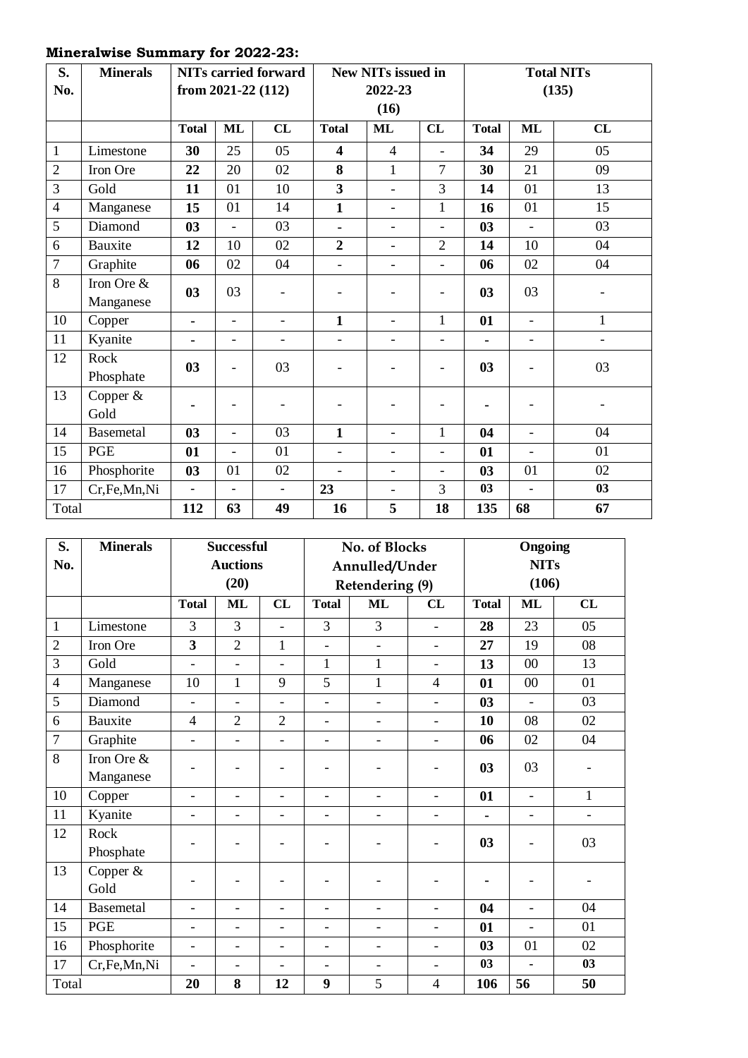**Mineralwise Summary for 2022-23:**

| S. No. | Minerals | NITs carried forward from 2021-22 (112) | | | New NITs issued in 2022-23 (16) | | | Total NITs (135) | | |
|---|---|---|---|---|---|---|---|---|---|---|
| | | **Total** | **ML** | **CL** | **Total** | **ML** | **CL** | **Total** | **ML** | **CL** |
| 1 | Limestone | **30** | 25 | 05 | **4** | 4 | - | **34** | 29 | 05 |
| 2 | Iron Ore | **22** | 20 | 02 | **8** | 1 | 7 | **30** | 21 | 09 |
| 3 | Gold | **11** | 01 | 10 | **3** | - | 3 | **14** | 01 | 13 |
| 4 | Manganese | **15** | 01 | 14 | **1** | - | 1 | **16** | 01 | 15 |
| 5 | Diamond | **03** | - | 03 | **-** | - | - | **03** | - | 03 |
| 6 | Bauxite | **12** | 10 | 02 | **2** | - | 2 | **14** | 10 | 04 |
| 7 | Graphite | **06** | 02 | 04 | - | - | - | **06** | 02 | 04 |
| 8 | Iron Ore & Manganese | **03** | 03 | - | - | - | - | **03** | 03 | - |
| 10 | Copper | **-** | - | - | **1** | - | 1 | **01** | - | 1 |
| 11 | Kyanite | **-** | - | - | - | - | - | **-** | - | - |
| 12 | Rock Phosphate | **03** | - | 03 | - | - | - | **03** | - | 03 |
| 13 | Copper & Gold | **-** | - | - | - | - | - | **-** | - | - |
| 14 | Basemetal | **03** | - | 03 | **1** | - | 1 | **04** | - | 04 |
| 15 | PGE | **01** | - | 01 | - | - | - | **01** | - | 01 |
| 16 | Phosphorite | **03** | 01 | 02 | - | - | - | **03** | 01 | 02 |
| 17 | Cr,Fe,Mn,Ni | - | - | - | **23** | - | 3 | **03** | - | **03** |
| Total | | **112** | **63** | **49** | **16** | **5** | **18** | **135** | **68** | **67** |

| S. No. | Minerals | Successful Auctions (20) | | | No. of Blocks Annulled/Under Retendering (9) | | | Ongoing NITs (106) | | |
|---|---|---|---|---|---|---|---|---|---|---|
| | | **Total** | **ML** | **CL** | **Total** | **ML** | **CL** | **Total** | **ML** | **CL** |
| 1 | Limestone | 3 | 3 | - | 3 | 3 | - | **28** | 23 | 05 |
| 2 | Iron Ore | **3** | 2 | 1 | - | - | - | **27** | 19 | 08 |
| 3 | Gold | - | - | - | 1 | 1 | - | **13** | 00 | 13 |
| 4 | Manganese | 10 | 1 | 9 | 5 | 1 | 4 | **01** | 00 | 01 |
| 5 | Diamond | - | - | - | - | - | - | **03** | - | 03 |
| 6 | Bauxite | 4 | 2 | 2 | - | - | - | **10** | 08 | 02 |
| 7 | Graphite | - | - | - | - | - | - | **06** | 02 | 04 |
| 8 | Iron Ore & Manganese | - | - | - | - | - | - | **03** | 03 | - |
| 10 | Copper | - | - | - | - | - | - | **01** | - | 1 |
| 11 | Kyanite | - | - | - | - | - | - | **-** | - | - |
| 12 | Rock Phosphate | - | - | - | - | - | - | **03** | - | 03 |
| 13 | Copper & Gold | - | - | - | - | - | - | **-** | - | - |
| 14 | Basemetal | - | - | - | - | - | - | **04** | - | 04 |
| 15 | PGE | - | - | - | - | - | - | **01** | - | 01 |
| 16 | Phosphorite | - | - | - | - | - | - | **03** | 01 | 02 |
| 17 | Cr,Fe,Mn,Ni | - | - | - | - | - | - | **03** | **-** | **03** |
| Total | | **20** | **8** | **12** | **9** | 5 | 4 | **106** | **56** | **50** |